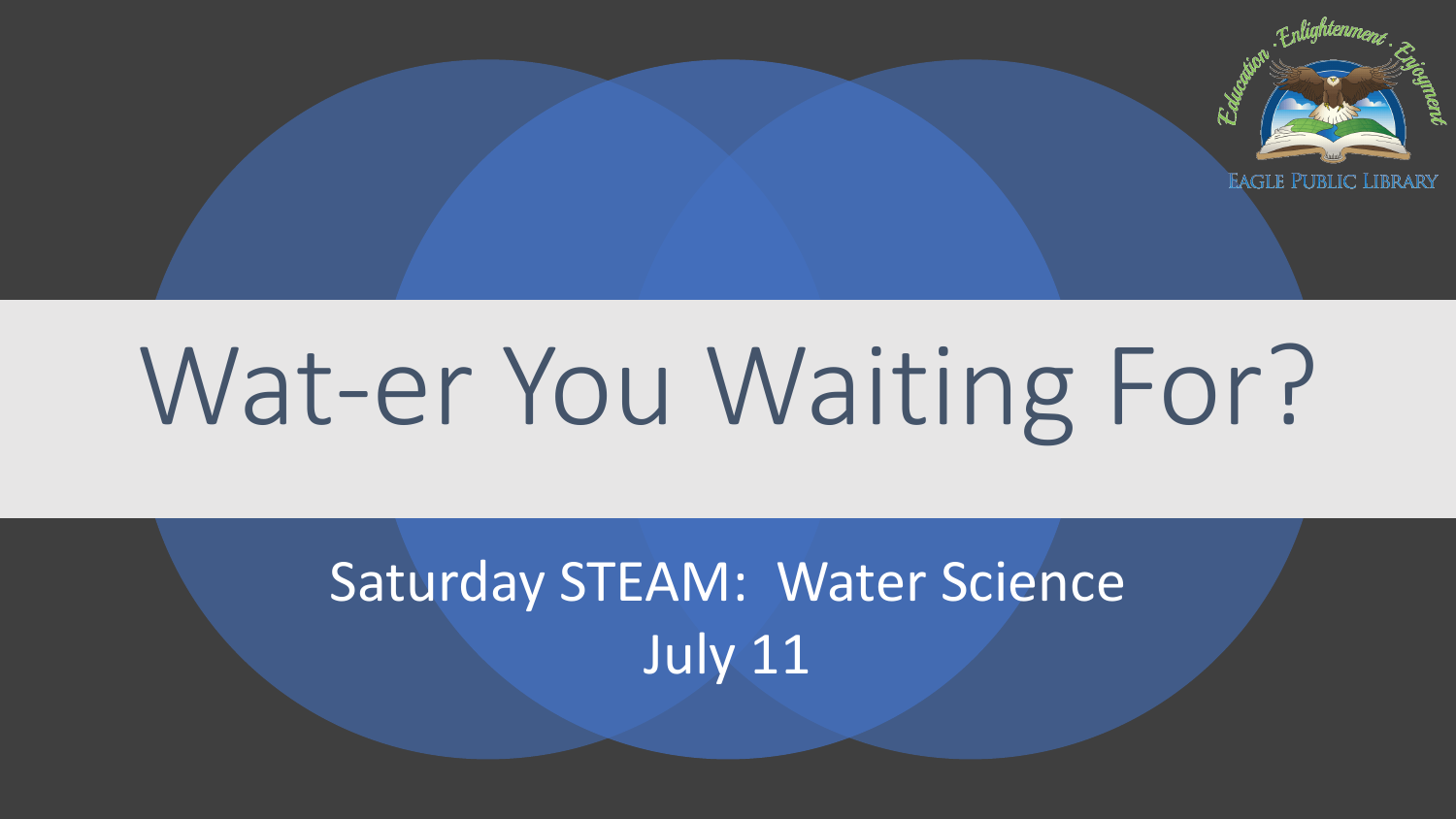Education · Enlightenment · Enjoyment

EAGLE PUBLIC LIBRARY

# Wat-er You Waiting For?

Saturday STEAM: Water Science

July 11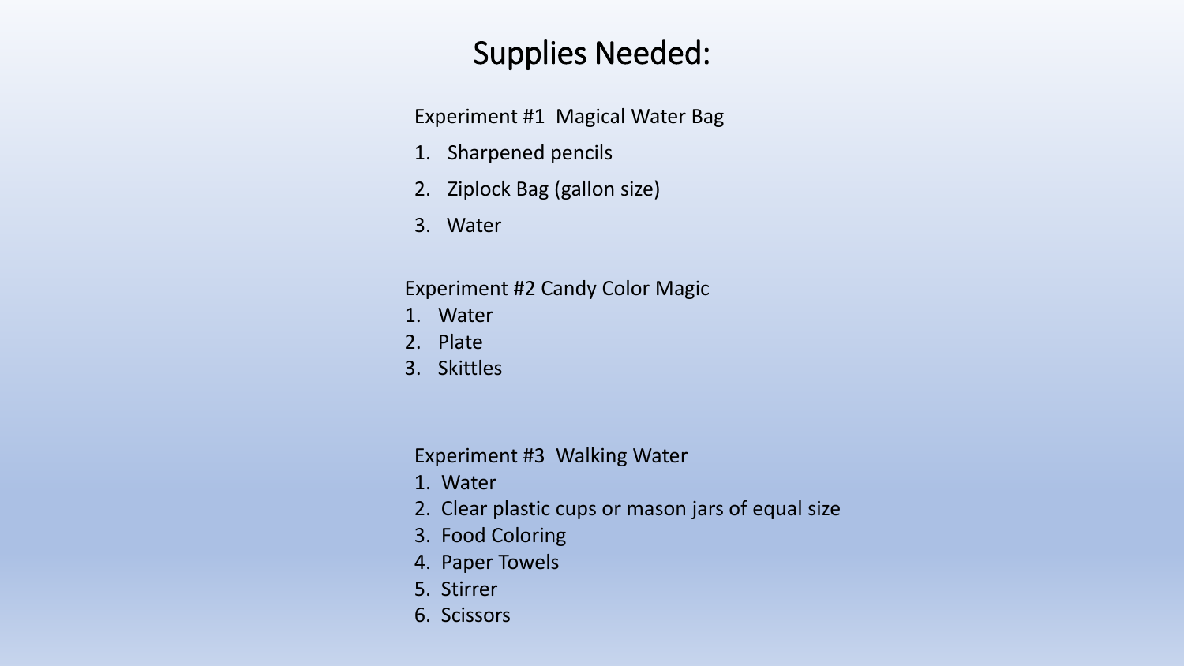# Supplies Needed:

Experiment #1  Magical Water Bag

1. Sharpened pencils
2. Ziplock Bag (gallon size)
3. Water

Experiment #2 Candy Color Magic

1. Water
2. Plate
3. Skittles

Experiment #3  Walking Water

1. Water
2. Clear plastic cups or mason jars of equal size
3. Food Coloring
4. Paper Towels
5. Stirrer
6. Scissors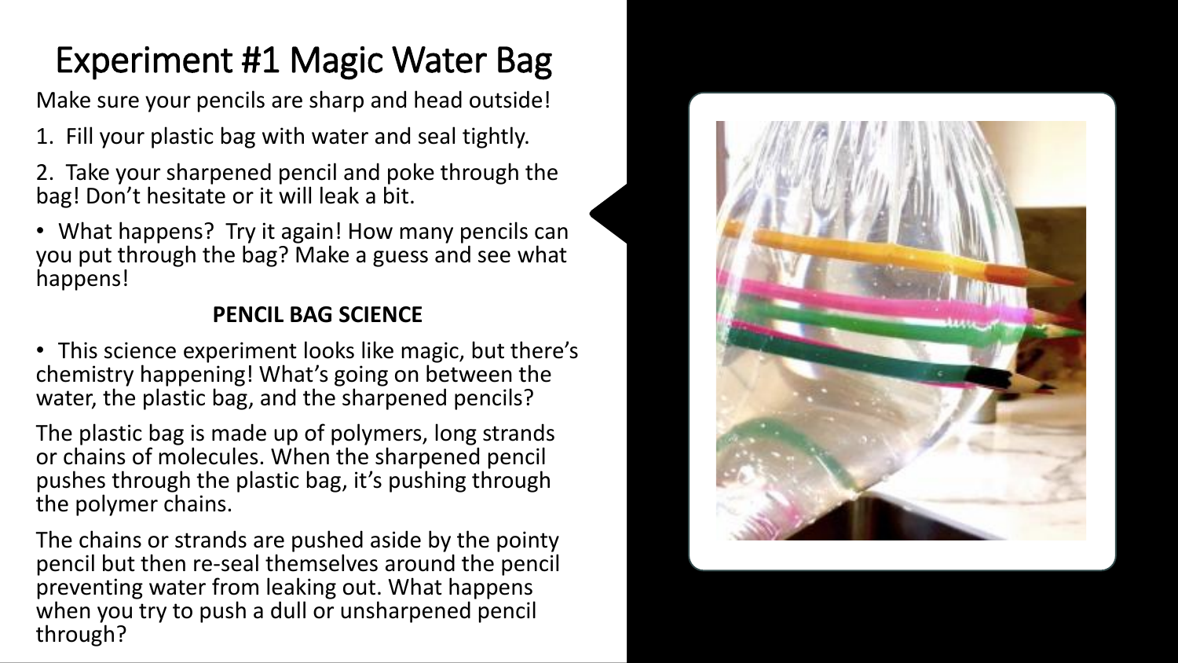# Experiment #1 Magic Water Bag

Make sure your pencils are sharp and head outside!

1. Fill your plastic bag with water and seal tightly.
2. Take your sharpened pencil and poke through the bag! Don't hesitate or it will leak a bit.

- What happens? Try it again! How many pencils can you put through the bag? Make a guess and see what happens!

**PENCIL BAG SCIENCE**

- This science experiment looks like magic, but there's chemistry happening! What's going on between the water, the plastic bag, and the sharpened pencils?

The plastic bag is made up of polymers, long strands or chains of molecules. When the sharpened pencil pushes through the plastic bag, it's pushing through the polymer chains.

The chains or strands are pushed aside by the pointy pencil but then re-seal themselves around the pencil preventing water from leaking out. What happens when you try to push a dull or unsharpened pencil through?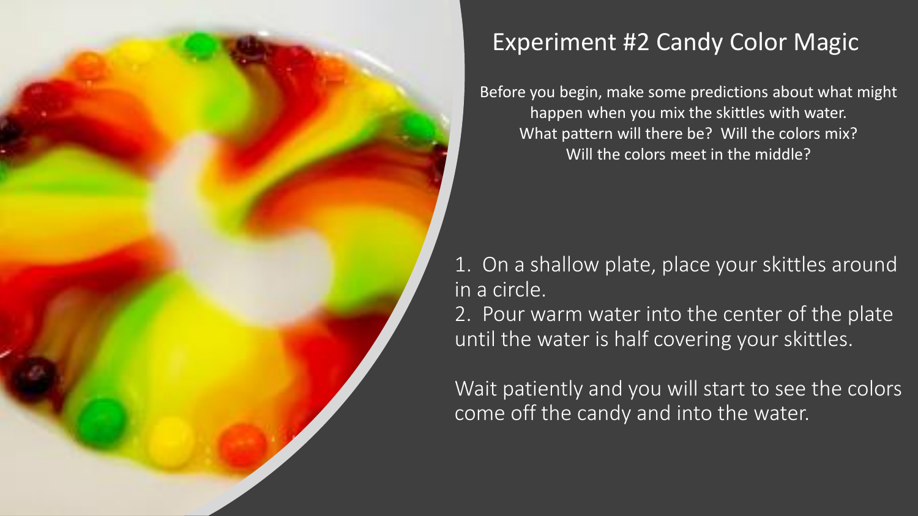# Experiment #2 Candy Color Magic

Before you begin, make some predictions about what might happen when you mix the skittles with water.
What pattern will there be? Will the colors mix?
Will the colors meet in the middle?

1. On a shallow plate, place your skittles around in a circle.
2. Pour warm water into the center of the plate until the water is half covering your skittles.

Wait patiently and you will start to see the colors come off the candy and into the water.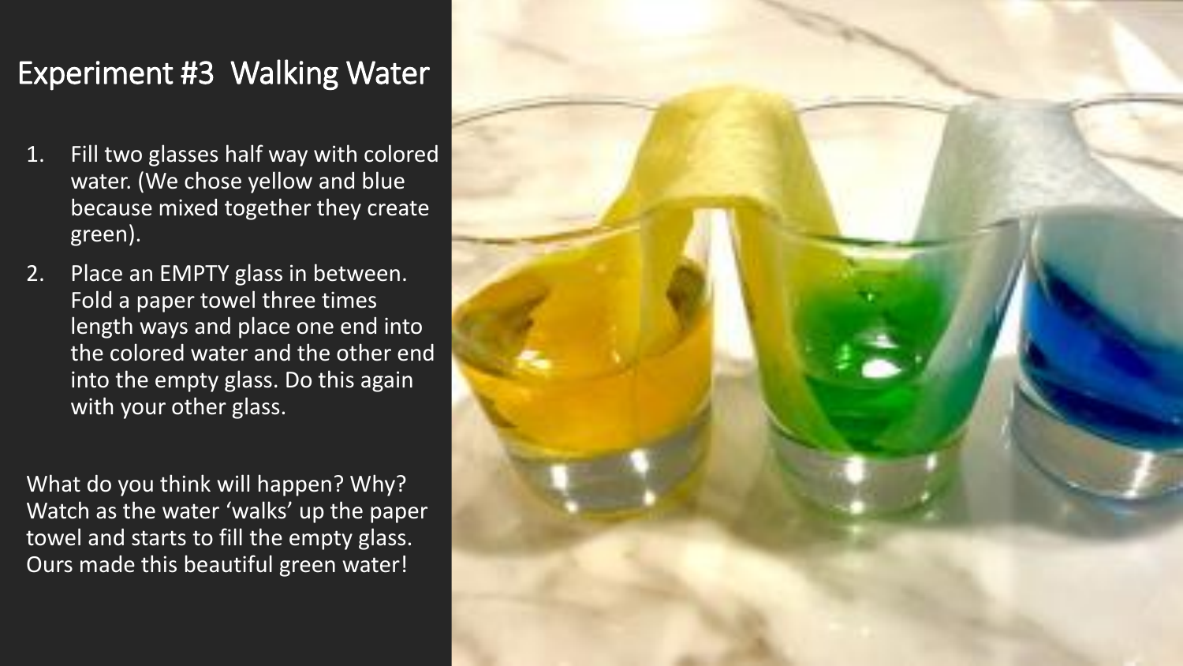# Experiment #3 Walking Water

1. Fill two glasses half way with colored water. (We chose yellow and blue because mixed together they create green).
2. Place an EMPTY glass in between. Fold a paper towel three times length ways and place one end into the colored water and the other end into the empty glass. Do this again with your other glass.

What do you think will happen? Why? Watch as the water 'walks' up the paper towel and starts to fill the empty glass. Ours made this beautiful green water!